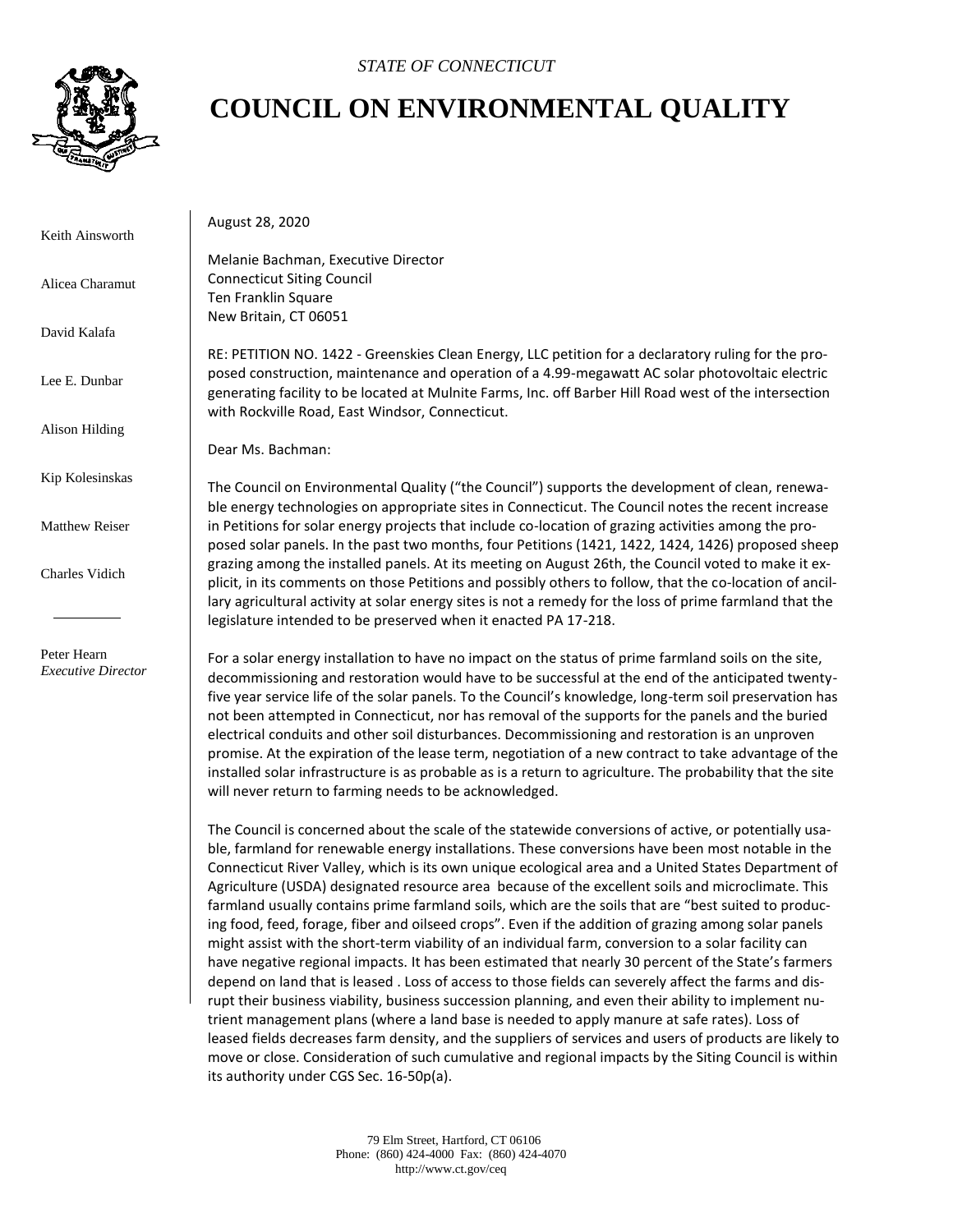*STATE OF CONNECTICUT*

# COUNCIL ON ENVIRONMENTAL QUALITY

Keith Ainsworth

Alicea Charamut

David Kalafa

Lee E. Dunbar

Alison Hilding

Kip Kolesinskas

Matthew Reiser

Charles Vidich

---

Peter Hearn
*Executive Director*

August 28, 2020

Melanie Bachman, Executive Director
Connecticut Siting Council
Ten Franklin Square
New Britain, CT 06051

RE: PETITION NO. 1422 - Greenskies Clean Energy, LLC petition for a declaratory ruling for the proposed construction, maintenance and operation of a 4.99-megawatt AC solar photovoltaic electric generating facility to be located at Mulnite Farms, Inc. off Barber Hill Road west of the intersection with Rockville Road, East Windsor, Connecticut.

Dear Ms. Bachman:

The Council on Environmental Quality ("the Council") supports the development of clean, renewable energy technologies on appropriate sites in Connecticut. The Council notes the recent increase in Petitions for solar energy projects that include co-location of grazing activities among the proposed solar panels. In the past two months, four Petitions (1421, 1422, 1424, 1426) proposed sheep grazing among the installed panels. At its meeting on August 26th, the Council voted to make it explicit, in its comments on those Petitions and possibly others to follow, that the co-location of ancillary agricultural activity at solar energy sites is not a remedy for the loss of prime farmland that the legislature intended to be preserved when it enacted PA 17-218.

For a solar energy installation to have no impact on the status of prime farmland soils on the site, decommissioning and restoration would have to be successful at the end of the anticipated twenty-five year service life of the solar panels. To the Council's knowledge, long-term soil preservation has not been attempted in Connecticut, nor has removal of the supports for the panels and the buried electrical conduits and other soil disturbances. Decommissioning and restoration is an unproven promise. At the expiration of the lease term, negotiation of a new contract to take advantage of the installed solar infrastructure is as probable as is a return to agriculture. The probability that the site will never return to farming needs to be acknowledged.

The Council is concerned about the scale of the statewide conversions of active, or potentially usable, farmland for renewable energy installations. These conversions have been most notable in the Connecticut River Valley, which is its own unique ecological area and a United States Department of Agriculture (USDA) designated resource area because of the excellent soils and microclimate. This farmland usually contains prime farmland soils, which are the soils that are "best suited to producing food, feed, forage, fiber and oilseed crops". Even if the addition of grazing among solar panels might assist with the short-term viability of an individual farm, conversion to a solar facility can have negative regional impacts. It has been estimated that nearly 30 percent of the State's farmers depend on land that is leased . Loss of access to those fields can severely affect the farms and disrupt their business viability, business succession planning, and even their ability to implement nutrient management plans (where a land base is needed to apply manure at safe rates). Loss of leased fields decreases farm density, and the suppliers of services and users of products are likely to move or close. Consideration of such cumulative and regional impacts by the Siting Council is within its authority under CGS Sec. 16-50p(a).

79 Elm Street, Hartford, CT 06106
Phone: (860) 424-4000 Fax: (860) 424-4070
http://www.ct.gov/ceq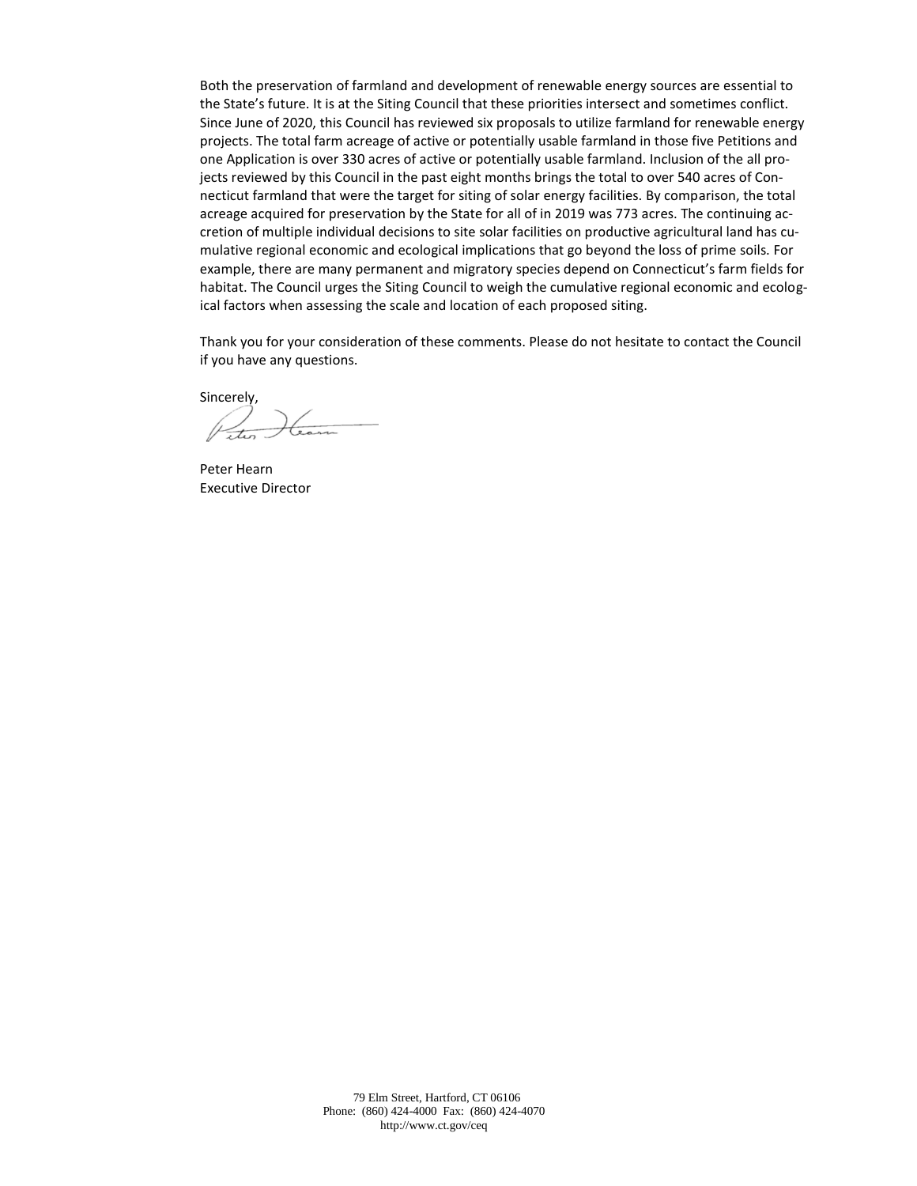Both the preservation of farmland and development of renewable energy sources are essential to the State's future. It is at the Siting Council that these priorities intersect and sometimes conflict. Since June of 2020, this Council has reviewed six proposals to utilize farmland for renewable energy projects. The total farm acreage of active or potentially usable farmland in those five Petitions and one Application is over 330 acres of active or potentially usable farmland. Inclusion of the all projects reviewed by this Council in the past eight months brings the total to over 540 acres of Connecticut farmland that were the target for siting of solar energy facilities. By comparison, the total acreage acquired for preservation by the State for all of in 2019 was 773 acres. The continuing accretion of multiple individual decisions to site solar facilities on productive agricultural land has cumulative regional economic and ecological implications that go beyond the loss of prime soils. For example, there are many permanent and migratory species depend on Connecticut's farm fields for habitat. The Council urges the Siting Council to weigh the cumulative regional economic and ecological factors when assessing the scale and location of each proposed siting.

Thank you for your consideration of these comments. Please do not hesitate to contact the Council if you have any questions.

Sincerely,

Peter Hearn
Executive Director

79 Elm Street, Hartford, CT 06106
Phone: (860) 424-4000 Fax: (860) 424-4070
http://www.ct.gov/ceq